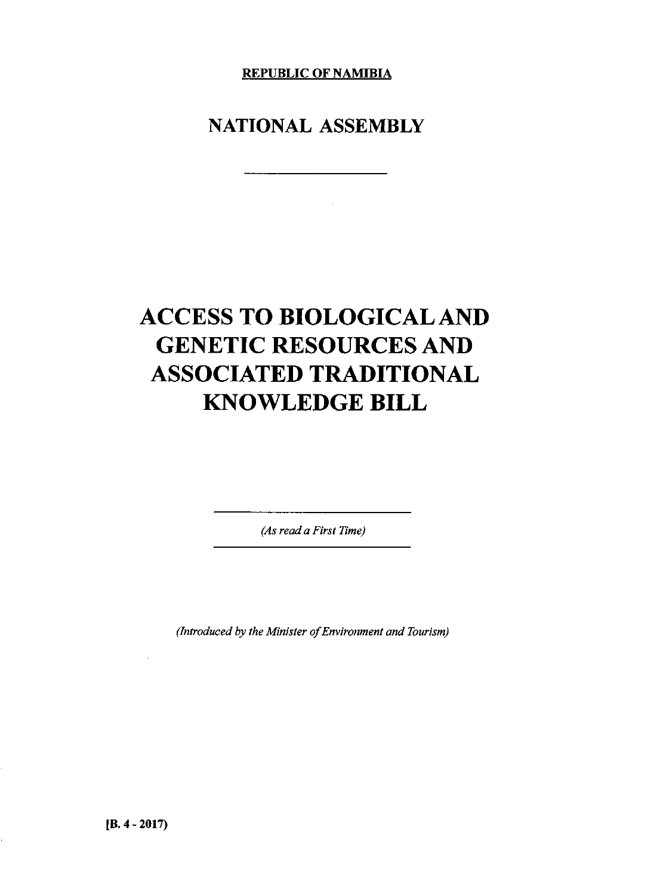**REPUBLIC OF NAMIBIA**

## NATIONAL ASSEMBLY

---

# ACCESS TO BIOLOGICAL AND GENETIC RESOURCES AND ASSOCIATED TRADITIONAL KNOWLEDGE BILL

---

*(As read a First Time)*

---

*(Introduced by the Minister of Environment and Tourism)*

[B. 4 - 2017]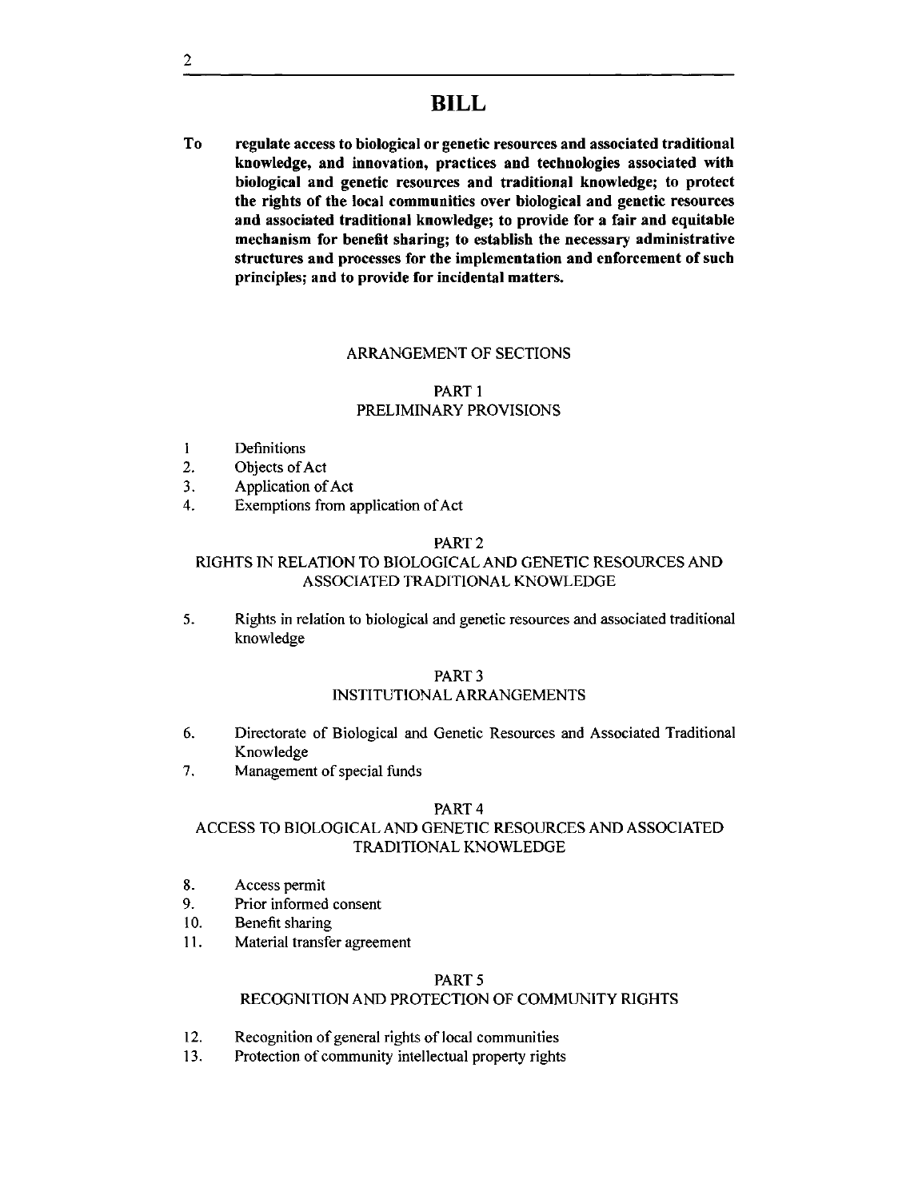# BILL

**To regulate access to biological or genetic resources and associated traditional knowledge, and innovation, practices and technologies associated with biological and genetic resources and traditional knowledge; to protect the rights of the local communities over biological and genetic resources and associated traditional knowledge; to provide for a fair and equitable mechanism for benefit sharing; to establish the necessary administrative structures and processes for the implementation and enforcement of such principles; and to provide for incidental matters.**

## ARRANGEMENT OF SECTIONS

### PART 1
### PRELIMINARY PROVISIONS

1 Definitions
2. Objects of Act
3. Application of Act
4. Exemptions from application of Act

### PART 2
### RIGHTS IN RELATION TO BIOLOGICAL AND GENETIC RESOURCES AND ASSOCIATED TRADITIONAL KNOWLEDGE

5. Rights in relation to biological and genetic resources and associated traditional knowledge

### PART 3
### INSTITUTIONAL ARRANGEMENTS

6. Directorate of Biological and Genetic Resources and Associated Traditional Knowledge
7. Management of special funds

### PART 4
### ACCESS TO BIOLOGICAL AND GENETIC RESOURCES AND ASSOCIATED TRADITIONAL KNOWLEDGE

8. Access permit
9. Prior informed consent
10. Benefit sharing
11. Material transfer agreement

### PART 5
### RECOGNITION AND PROTECTION OF COMMUNITY RIGHTS

12. Recognition of general rights of local communities
13. Protection of community intellectual property rights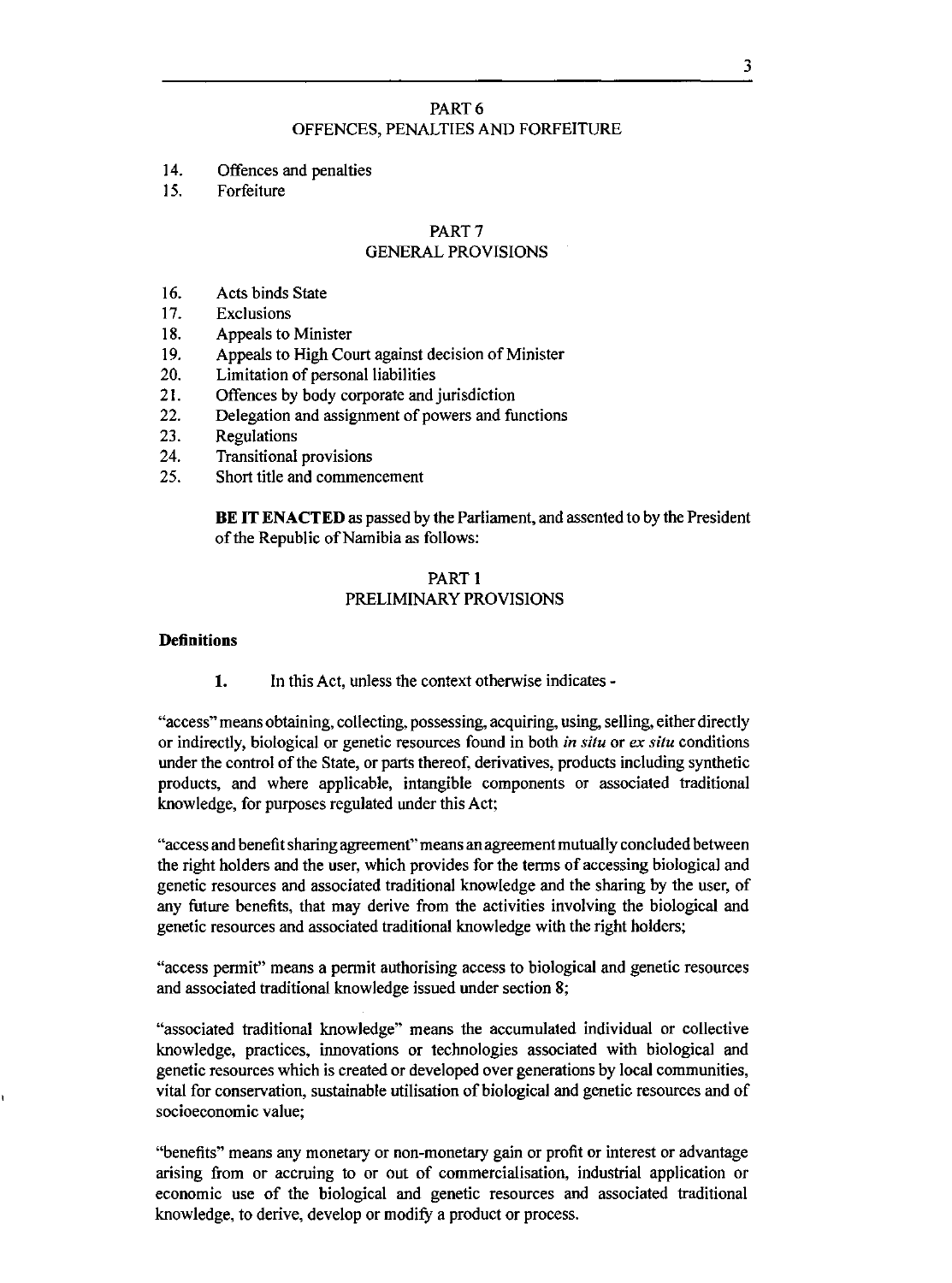PART 6
OFFENCES, PENALTIES AND FORFEITURE

14. Offences and penalties
15. Forfeiture

PART 7
GENERAL PROVISIONS

16. Acts binds State
17. Exclusions
18. Appeals to Minister
19. Appeals to High Court against decision of Minister
20. Limitation of personal liabilities
21. Offences by body corporate and jurisdiction
22. Delegation and assignment of powers and functions
23. Regulations
24. Transitional provisions
25. Short title and commencement

**BE IT ENACTED** as passed by the Parliament, and assented to by the President of the Republic of Namibia as follows:

## PART 1
## PRELIMINARY PROVISIONS

**Definitions**

**1.** In this Act, unless the context otherwise indicates -

"access" means obtaining, collecting, possessing, acquiring, using, selling, either directly or indirectly, biological or genetic resources found in both *in situ* or *ex situ* conditions under the control of the State, or parts thereof, derivatives, products including synthetic products, and where applicable, intangible components or associated traditional knowledge, for purposes regulated under this Act;

"access and benefit sharing agreement" means an agreement mutually concluded between the right holders and the user, which provides for the terms of accessing biological and genetic resources and associated traditional knowledge and the sharing by the user, of any future benefits, that may derive from the activities involving the biological and genetic resources and associated traditional knowledge with the right holders;

"access permit" means a permit authorising access to biological and genetic resources and associated traditional knowledge issued under section 8;

"associated traditional knowledge" means the accumulated individual or collective knowledge, practices, innovations or technologies associated with biological and genetic resources which is created or developed over generations by local communities, vital for conservation, sustainable utilisation of biological and genetic resources and of socioeconomic value;

"benefits" means any monetary or non-monetary gain or profit or interest or advantage arising from or accruing to or out of commercialisation, industrial application or economic use of the biological and genetic resources and associated traditional knowledge, to derive, develop or modify a product or process.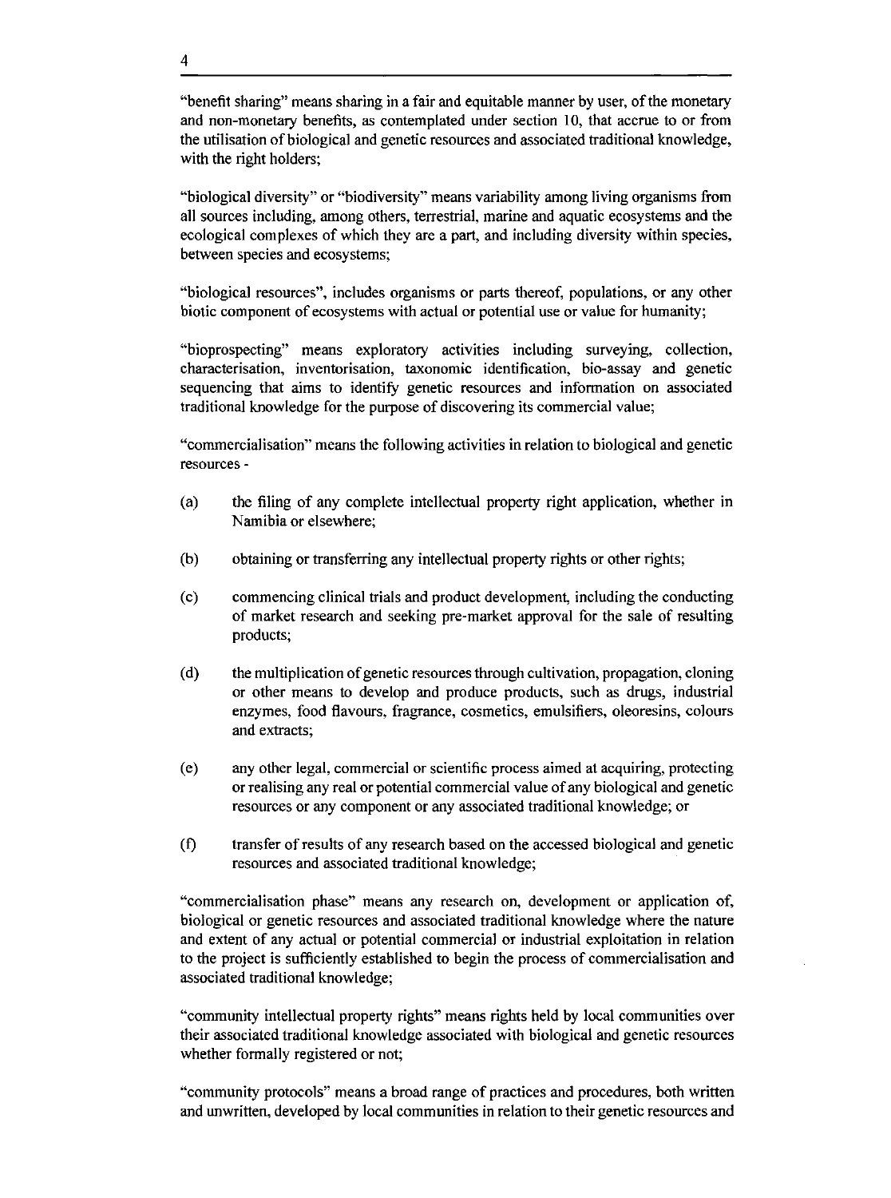"benefit sharing" means sharing in a fair and equitable manner by user, of the monetary and non-monetary benefits, as contemplated under section 10, that accrue to or from the utilisation of biological and genetic resources and associated traditional knowledge, with the right holders;

"biological diversity" or "biodiversity" means variability among living organisms from all sources including, among others, terrestrial, marine and aquatic ecosystems and the ecological complexes of which they are a part, and including diversity within species, between species and ecosystems;

"biological resources", includes organisms or parts thereof, populations, or any other biotic component of ecosystems with actual or potential use or value for humanity;

"bioprospecting" means exploratory activities including surveying, collection, characterisation, inventorisation, taxonomic identification, bio-assay and genetic sequencing that aims to identify genetic resources and information on associated traditional knowledge for the purpose of discovering its commercial value;

"commercialisation" means the following activities in relation to biological and genetic resources -

(a) the filing of any complete intellectual property right application, whether in Namibia or elsewhere;

(b) obtaining or transferring any intellectual property rights or other rights;

(c) commencing clinical trials and product development, including the conducting of market research and seeking pre-market approval for the sale of resulting products;

(d) the multiplication of genetic resources through cultivation, propagation, cloning or other means to develop and produce products, such as drugs, industrial enzymes, food flavours, fragrance, cosmetics, emulsifiers, oleoresins, colours and extracts;

(e) any other legal, commercial or scientific process aimed at acquiring, protecting or realising any real or potential commercial value of any biological and genetic resources or any component or any associated traditional knowledge; or

(f) transfer of results of any research based on the accessed biological and genetic resources and associated traditional knowledge;

"commercialisation phase" means any research on, development or application of, biological or genetic resources and associated traditional knowledge where the nature and extent of any actual or potential commercial or industrial exploitation in relation to the project is sufficiently established to begin the process of commercialisation and associated traditional knowledge;

"community intellectual property rights" means rights held by local communities over their associated traditional knowledge associated with biological and genetic resources whether formally registered or not;

"community protocols" means a broad range of practices and procedures, both written and unwritten, developed by local communities in relation to their genetic resources and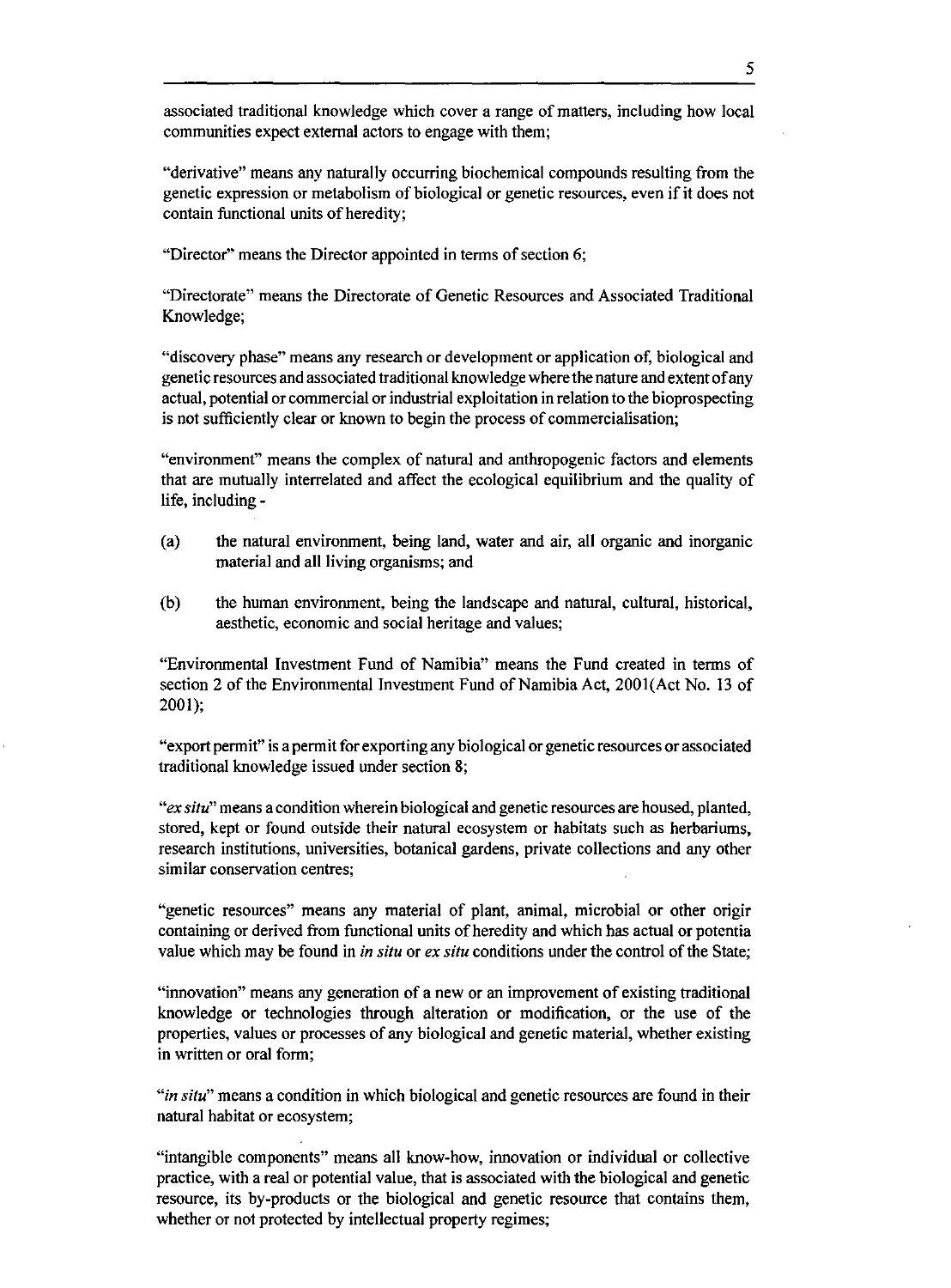associated traditional knowledge which cover a range of matters, including how local communities expect external actors to engage with them;

"derivative" means any naturally occurring biochemical compounds resulting from the genetic expression or metabolism of biological or genetic resources, even if it does not contain functional units of heredity;

"Director" means the Director appointed in terms of section 6;

"Directorate" means the Directorate of Genetic Resources and Associated Traditional Knowledge;

"discovery phase" means any research or development or application of, biological and genetic resources and associated traditional knowledge where the nature and extent of any actual, potential or commercial or industrial exploitation in relation to the bioprospecting is not sufficiently clear or known to begin the process of commercialisation;

"environment" means the complex of natural and anthropogenic factors and elements that are mutually interrelated and affect the ecological equilibrium and the quality of life, including -

(a) the natural environment, being land, water and air, all organic and inorganic material and all living organisms; and

(b) the human environment, being the landscape and natural, cultural, historical, aesthetic, economic and social heritage and values;

"Environmental Investment Fund of Namibia" means the Fund created in terms of section 2 of the Environmental Investment Fund of Namibia Act, 2001(Act No. 13 of 2001);

"export permit" is a permit for exporting any biological or genetic resources or associated traditional knowledge issued under section 8;

"*ex situ*" means a condition wherein biological and genetic resources are housed, planted, stored, kept or found outside their natural ecosystem or habitats such as herbariums, research institutions, universities, botanical gardens, private collections and any other similar conservation centres;

"genetic resources" means any material of plant, animal, microbial or other origir containing or derived from functional units of heredity and which has actual or potentia value which may be found in *in situ* or *ex situ* conditions under the control of the State;

"innovation" means any generation of a new or an improvement of existing traditional knowledge or technologies through alteration or modification, or the use of the properties, values or processes of any biological and genetic material, whether existing in written or oral form;

"*in situ*" means a condition in which biological and genetic resources are found in their natural habitat or ecosystem;

"intangible components" means all know-how, innovation or individual or collective practice, with a real or potential value, that is associated with the biological and genetic resource, its by-products or the biological and genetic resource that contains them, whether or not protected by intellectual property regimes;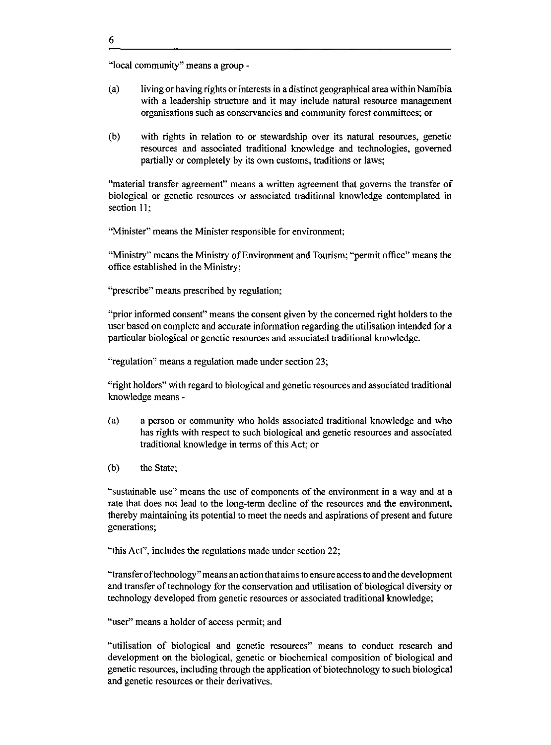"local community" means a group -

(a) living or having rights or interests in a distinct geographical area within Namibia with a leadership structure and it may include natural resource management organisations such as conservancies and community forest committees; or

(b) with rights in relation to or stewardship over its natural resources, genetic resources and associated traditional knowledge and technologies, governed partially or completely by its own customs, traditions or laws;

"material transfer agreement" means a written agreement that governs the transfer of biological or genetic resources or associated traditional knowledge contemplated in section 11;

"Minister" means the Minister responsible for environment;

"Ministry" means the Ministry of Environment and Tourism; "permit office" means the office established in the Ministry;

"prescribe" means prescribed by regulation;

"prior informed consent" means the consent given by the concerned right holders to the user based on complete and accurate information regarding the utilisation intended for a particular biological or genetic resources and associated traditional knowledge.

"regulation" means a regulation made under section 23;

"right holders" with regard to biological and genetic resources and associated traditional knowledge means -

(a) a person or community who holds associated traditional knowledge and who has rights with respect to such biological and genetic resources and associated traditional knowledge in terms of this Act; or

(b) the State;

"sustainable use" means the use of components of the environment in a way and at a rate that does not lead to the long-term decline of the resources and the environment, thereby maintaining its potential to meet the needs and aspirations of present and future generations;

"this Act", includes the regulations made under section 22;

"transfer of technology" means an action that aims to ensure access to and the development and transfer of technology for the conservation and utilisation of biological diversity or technology developed from genetic resources or associated traditional knowledge;

"user" means a holder of access permit; and

"utilisation of biological and genetic resources" means to conduct research and development on the biological, genetic or biochemical composition of biological and genetic resources, including through the application of biotechnology to such biological and genetic resources or their derivatives.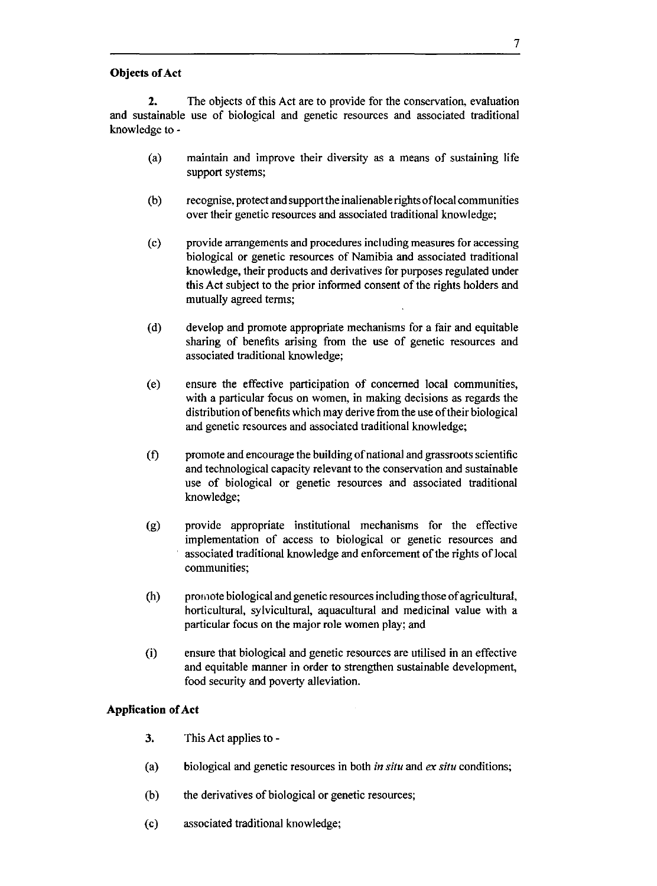**Objects of Act**

**2.** The objects of this Act are to provide for the conservation, evaluation and sustainable use of biological and genetic resources and associated traditional knowledge to -

(a) maintain and improve their diversity as a means of sustaining life support systems;

(b) recognise, protect and support the inalienable rights of local communities over their genetic resources and associated traditional knowledge;

(c) provide arrangements and procedures including measures for accessing biological or genetic resources of Namibia and associated traditional knowledge, their products and derivatives for purposes regulated under this Act subject to the prior informed consent of the rights holders and mutually agreed terms;

(d) develop and promote appropriate mechanisms for a fair and equitable sharing of benefits arising from the use of genetic resources and associated traditional knowledge;

(e) ensure the effective participation of concerned local communities, with a particular focus on women, in making decisions as regards the distribution of benefits which may derive from the use of their biological and genetic resources and associated traditional knowledge;

(f) promote and encourage the building of national and grassroots scientific and technological capacity relevant to the conservation and sustainable use of biological or genetic resources and associated traditional knowledge;

(g) provide appropriate institutional mechanisms for the effective implementation of access to biological or genetic resources and associated traditional knowledge and enforcement of the rights of local communities;

(h) promote biological and genetic resources including those of agricultural, horticultural, sylvicultural, aquacultural and medicinal value with a particular focus on the major role women play; and

(i) ensure that biological and genetic resources are utilised in an effective and equitable manner in order to strengthen sustainable development, food security and poverty alleviation.

**Application of Act**

**3.** This Act applies to -

(a) biological and genetic resources in both *in situ* and *ex situ* conditions;

(b) the derivatives of biological or genetic resources;

(c) associated traditional knowledge;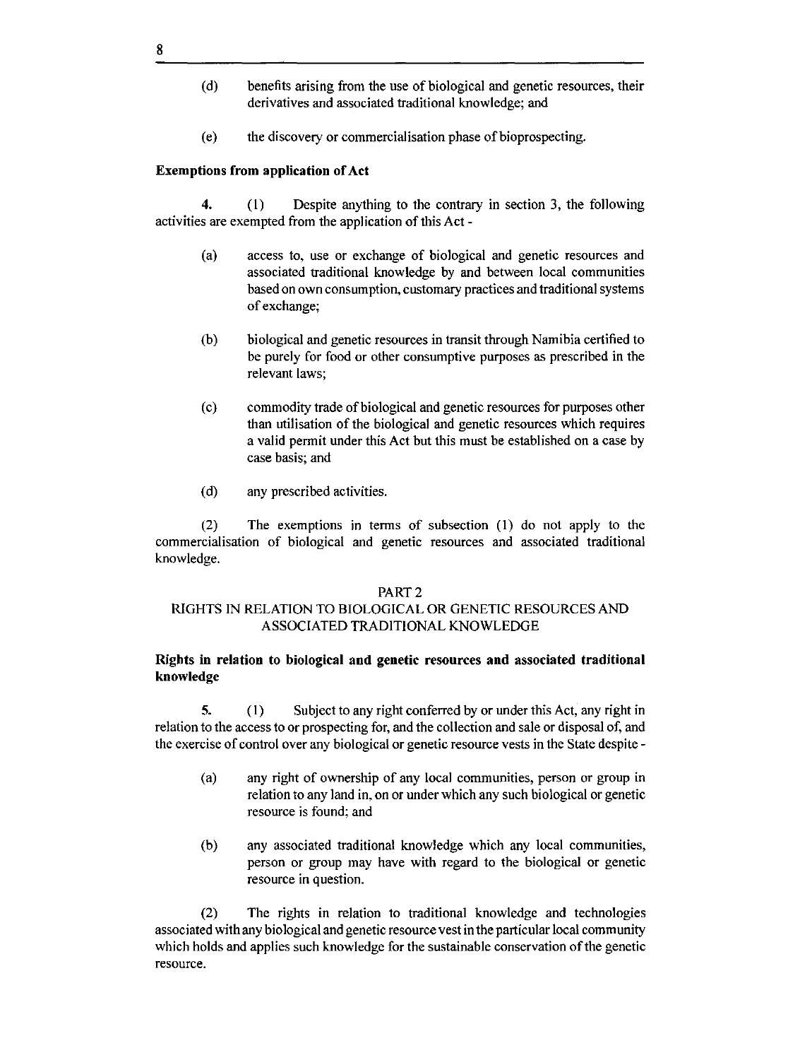(d) benefits arising from the use of biological and genetic resources, their derivatives and associated traditional knowledge; and

(e) the discovery or commercialisation phase of bioprospecting.

**Exemptions from application of Act**

**4.** (1) Despite anything to the contrary in section 3, the following activities are exempted from the application of this Act -

(a) access to, use or exchange of biological and genetic resources and associated traditional knowledge by and between local communities based on own consumption, customary practices and traditional systems of exchange;

(b) biological and genetic resources in transit through Namibia certified to be purely for food or other consumptive purposes as prescribed in the relevant laws;

(c) commodity trade of biological and genetic resources for purposes other than utilisation of the biological and genetic resources which requires a valid permit under this Act but this must be established on a case by case basis; and

(d) any prescribed activities.

(2) The exemptions in terms of subsection (1) do not apply to the commercialisation of biological and genetic resources and associated traditional knowledge.

PART 2

RIGHTS IN RELATION TO BIOLOGICAL OR GENETIC RESOURCES AND ASSOCIATED TRADITIONAL KNOWLEDGE

**Rights in relation to biological and genetic resources and associated traditional knowledge**

**5.** (1) Subject to any right conferred by or under this Act, any right in relation to the access to or prospecting for, and the collection and sale or disposal of, and the exercise of control over any biological or genetic resource vests in the State despite -

(a) any right of ownership of any local communities, person or group in relation to any land in, on or under which any such biological or genetic resource is found; and

(b) any associated traditional knowledge which any local communities, person or group may have with regard to the biological or genetic resource in question.

(2) The rights in relation to traditional knowledge and technologies associated with any biological and genetic resource vest in the particular local community which holds and applies such knowledge for the sustainable conservation of the genetic resource.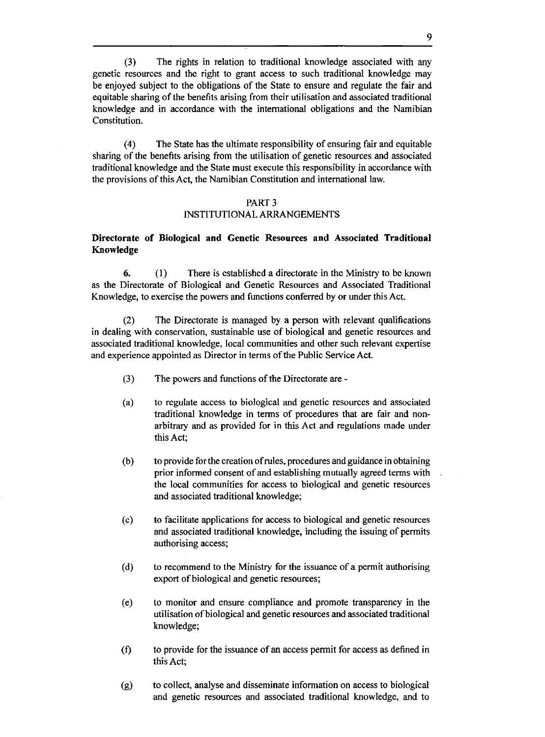(3) The rights in relation to traditional knowledge associated with any genetic resources and the right to grant access to such traditional knowledge may be enjoyed subject to the obligations of the State to ensure and regulate the fair and equitable sharing of the benefits arising from their utilisation and associated traditional knowledge and in accordance with the international obligations and the Namibian Constitution.

(4) The State has the ultimate responsibility of ensuring fair and equitable sharing of the benefits arising from the utilisation of genetic resources and associated traditional knowledge and the State must execute this responsibility in accordance with the provisions of this Act, the Namibian Constitution and international law.

## PART 3
## INSTITUTIONAL ARRANGEMENTS

**Directorate of Biological and Genetic Resources and Associated Traditional Knowledge**

**6.** (1) There is established a directorate in the Ministry to be known as the Directorate of Biological and Genetic Resources and Associated Traditional Knowledge, to exercise the powers and functions conferred by or under this Act.

(2) The Directorate is managed by a person with relevant qualifications in dealing with conservation, sustainable use of biological and genetic resources and associated traditional knowledge, local communities and other such relevant expertise and experience appointed as Director in terms of the Public Service Act.

(3) The powers and functions of the Directorate are -

(a) to regulate access to biological and genetic resources and associated traditional knowledge in terms of procedures that are fair and non-arbitrary and as provided for in this Act and regulations made under this Act;

(b) to provide for the creation of rules, procedures and guidance in obtaining prior informed consent of and establishing mutually agreed terms with the local communities for access to biological and genetic resources and associated traditional knowledge;

(c) to facilitate applications for access to biological and genetic resources and associated traditional knowledge, including the issuing of permits authorising access;

(d) to recommend to the Ministry for the issuance of a permit authorising export of biological and genetic resources;

(e) to monitor and ensure compliance and promote transparency in the utilisation of biological and genetic resources and associated traditional knowledge;

(f) to provide for the issuance of an access permit for access as defined in this Act;

(g) to collect, analyse and disseminate information on access to biological and genetic resources and associated traditional knowledge, and to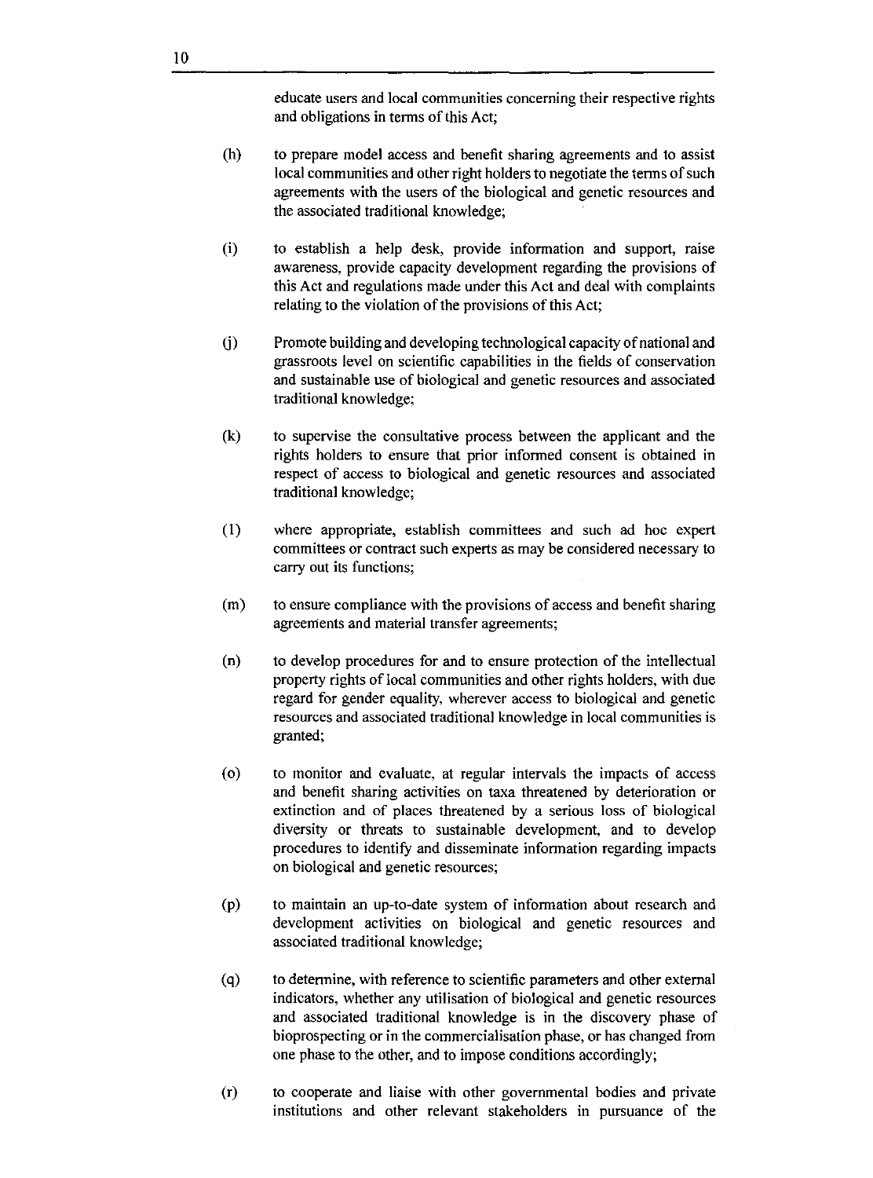educate users and local communities concerning their respective rights and obligations in terms of this Act;

(h) to prepare model access and benefit sharing agreements and to assist local communities and other right holders to negotiate the terms of such agreements with the users of the biological and genetic resources and the associated traditional knowledge;

(i) to establish a help desk, provide information and support, raise awareness, provide capacity development regarding the provisions of this Act and regulations made under this Act and deal with complaints relating to the violation of the provisions of this Act;

(j) Promote building and developing technological capacity of national and grassroots level on scientific capabilities in the fields of conservation and sustainable use of biological and genetic resources and associated traditional knowledge;

(k) to supervise the consultative process between the applicant and the rights holders to ensure that prior informed consent is obtained in respect of access to biological and genetic resources and associated traditional knowledge;

(l) where appropriate, establish committees and such ad hoc expert committees or contract such experts as may be considered necessary to carry out its functions;

(m) to ensure compliance with the provisions of access and benefit sharing agreements and material transfer agreements;

(n) to develop procedures for and to ensure protection of the intellectual property rights of local communities and other rights holders, with due regard for gender equality, wherever access to biological and genetic resources and associated traditional knowledge in local communities is granted;

(o) to monitor and evaluate, at regular intervals the impacts of access and benefit sharing activities on taxa threatened by deterioration or extinction and of places threatened by a serious loss of biological diversity or threats to sustainable development, and to develop procedures to identify and disseminate information regarding impacts on biological and genetic resources;

(p) to maintain an up-to-date system of information about research and development activities on biological and genetic resources and associated traditional knowledge;

(q) to determine, with reference to scientific parameters and other external indicators, whether any utilisation of biological and genetic resources and associated traditional knowledge is in the discovery phase of bioprospecting or in the commercialisation phase, or has changed from one phase to the other, and to impose conditions accordingly;

(r) to cooperate and liaise with other governmental bodies and private institutions and other relevant stakeholders in pursuance of the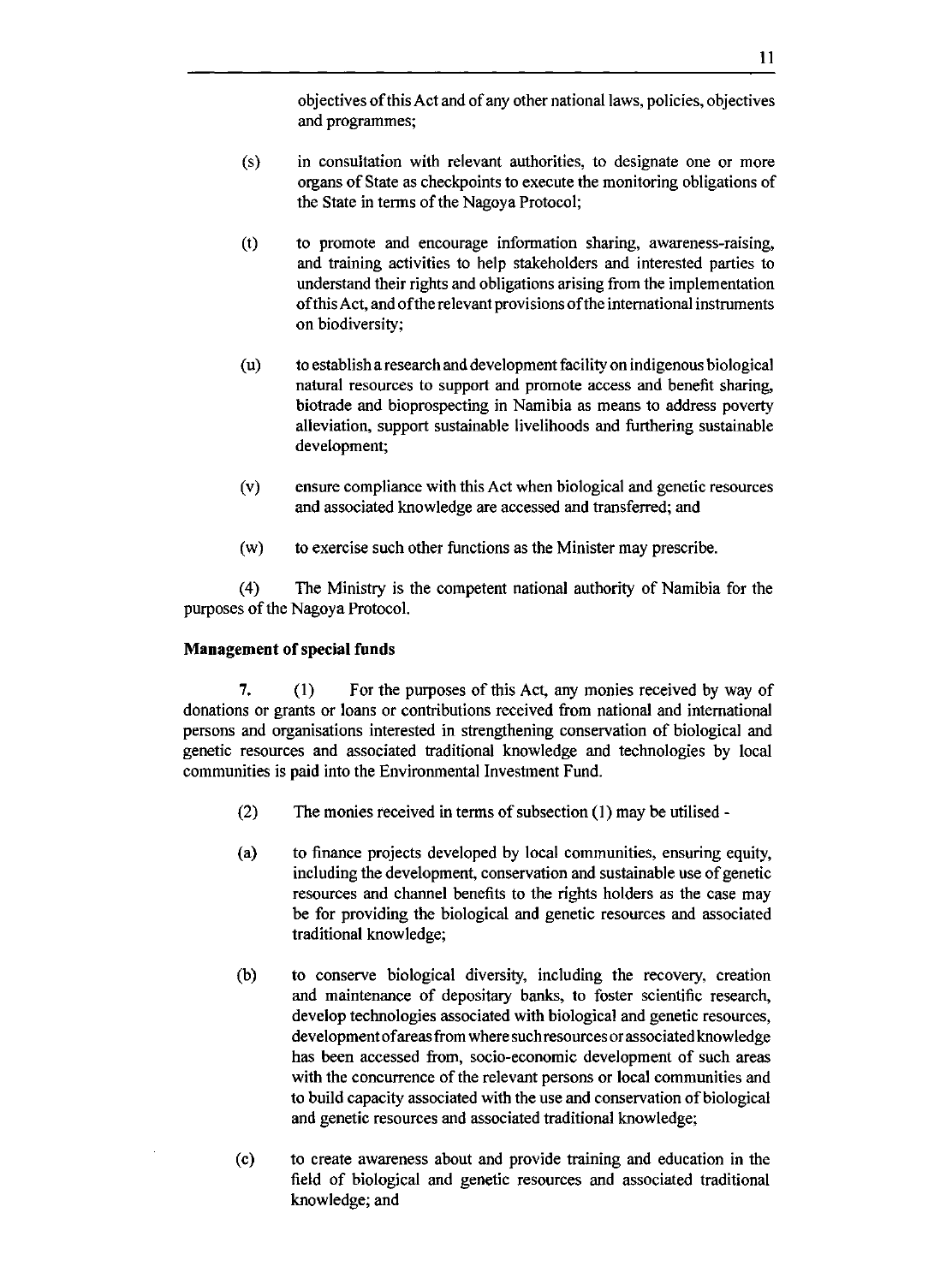objectives of this Act and of any other national laws, policies, objectives and programmes;

(s) in consultation with relevant authorities, to designate one or more organs of State as checkpoints to execute the monitoring obligations of the State in terms of the Nagoya Protocol;

(t) to promote and encourage information sharing, awareness-raising, and training activities to help stakeholders and interested parties to understand their rights and obligations arising from the implementation of this Act, and of the relevant provisions of the international instruments on biodiversity;

(u) to establish a research and development facility on indigenous biological natural resources to support and promote access and benefit sharing, biotrade and bioprospecting in Namibia as means to address poverty alleviation, support sustainable livelihoods and furthering sustainable development;

(v) ensure compliance with this Act when biological and genetic resources and associated knowledge are accessed and transferred; and

(w) to exercise such other functions as the Minister may prescribe.

(4) The Ministry is the competent national authority of Namibia for the purposes of the Nagoya Protocol.

**Management of special funds**

**7.** (1) For the purposes of this Act, any monies received by way of donations or grants or loans or contributions received from national and international persons and organisations interested in strengthening conservation of biological and genetic resources and associated traditional knowledge and technologies by local communities is paid into the Environmental Investment Fund.

(2) The monies received in terms of subsection (1) may be utilised -

(a) to finance projects developed by local communities, ensuring equity, including the development, conservation and sustainable use of genetic resources and channel benefits to the rights holders as the case may be for providing the biological and genetic resources and associated traditional knowledge;

(b) to conserve biological diversity, including the recovery, creation and maintenance of depositary banks, to foster scientific research, develop technologies associated with biological and genetic resources, development of areas from where such resources or associated knowledge has been accessed from, socio-economic development of such areas with the concurrence of the relevant persons or local communities and to build capacity associated with the use and conservation of biological and genetic resources and associated traditional knowledge;

(c) to create awareness about and provide training and education in the field of biological and genetic resources and associated traditional knowledge; and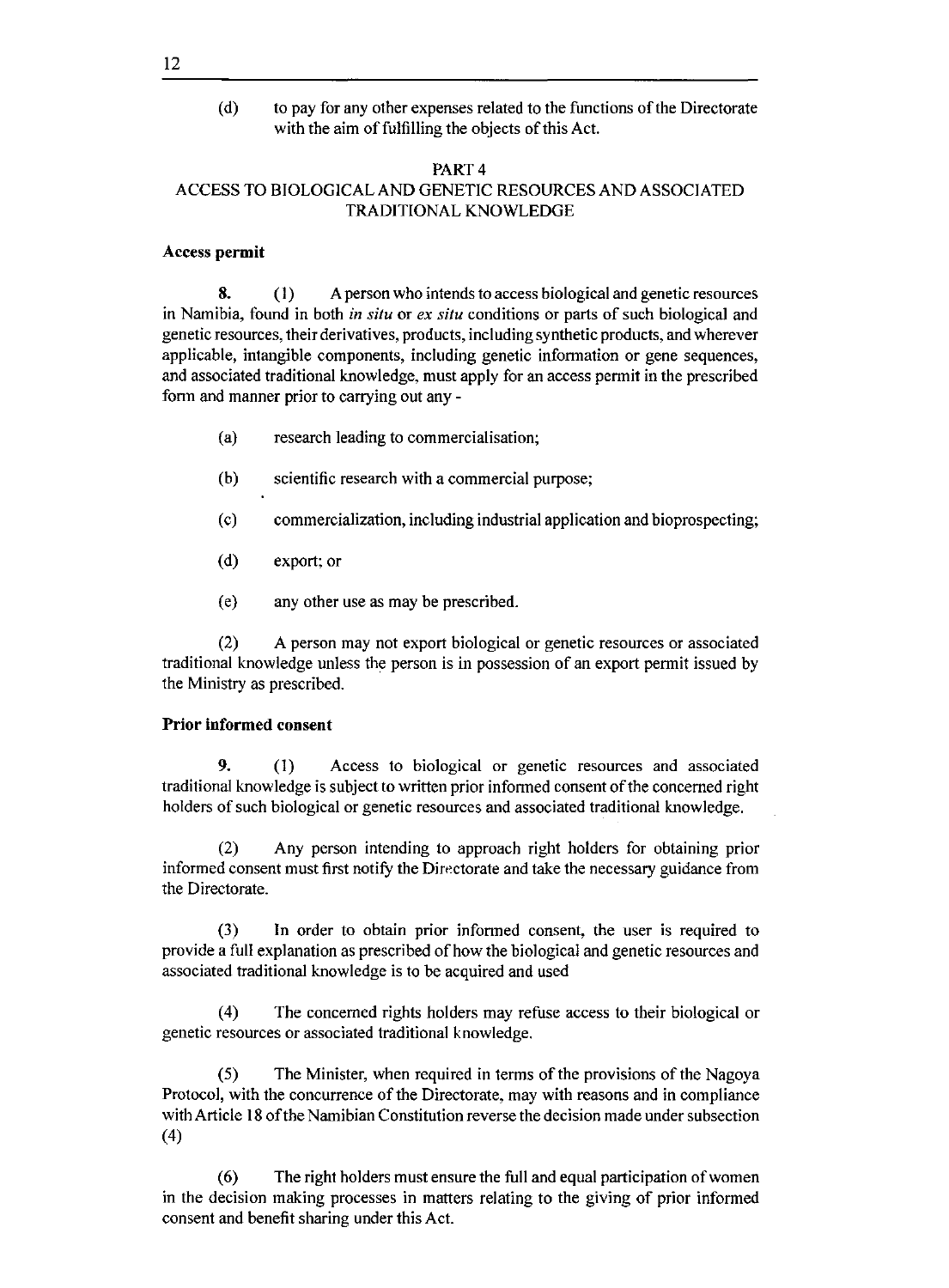(d) to pay for any other expenses related to the functions of the Directorate with the aim of fulfilling the objects of this Act.

## PART 4
## ACCESS TO BIOLOGICAL AND GENETIC RESOURCES AND ASSOCIATED TRADITIONAL KNOWLEDGE

**Access permit**

**8.** (1) A person who intends to access biological and genetic resources in Namibia, found in both *in situ* or *ex situ* conditions or parts of such biological and genetic resources, their derivatives, products, including synthetic products, and wherever applicable, intangible components, including genetic information or gene sequences, and associated traditional knowledge, must apply for an access permit in the prescribed form and manner prior to carrying out any -

(a) research leading to commercialisation;

(b) scientific research with a commercial purpose;

(c) commercialization, including industrial application and bioprospecting;

(d) export; or

(e) any other use as may be prescribed.

(2) A person may not export biological or genetic resources or associated traditional knowledge unless the person is in possession of an export permit issued by the Ministry as prescribed.

**Prior informed consent**

**9.** (1) Access to biological or genetic resources and associated traditional knowledge is subject to written prior informed consent of the concerned right holders of such biological or genetic resources and associated traditional knowledge.

(2) Any person intending to approach right holders for obtaining prior informed consent must first notify the Directorate and take the necessary guidance from the Directorate.

(3) In order to obtain prior informed consent, the user is required to provide a full explanation as prescribed of how the biological and genetic resources and associated traditional knowledge is to be acquired and used

(4) The concerned rights holders may refuse access to their biological or genetic resources or associated traditional knowledge.

(5) The Minister, when required in terms of the provisions of the Nagoya Protocol, with the concurrence of the Directorate, may with reasons and in compliance with Article 18 of the Namibian Constitution reverse the decision made under subsection (4)

(6) The right holders must ensure the full and equal participation of women in the decision making processes in matters relating to the giving of prior informed consent and benefit sharing under this Act.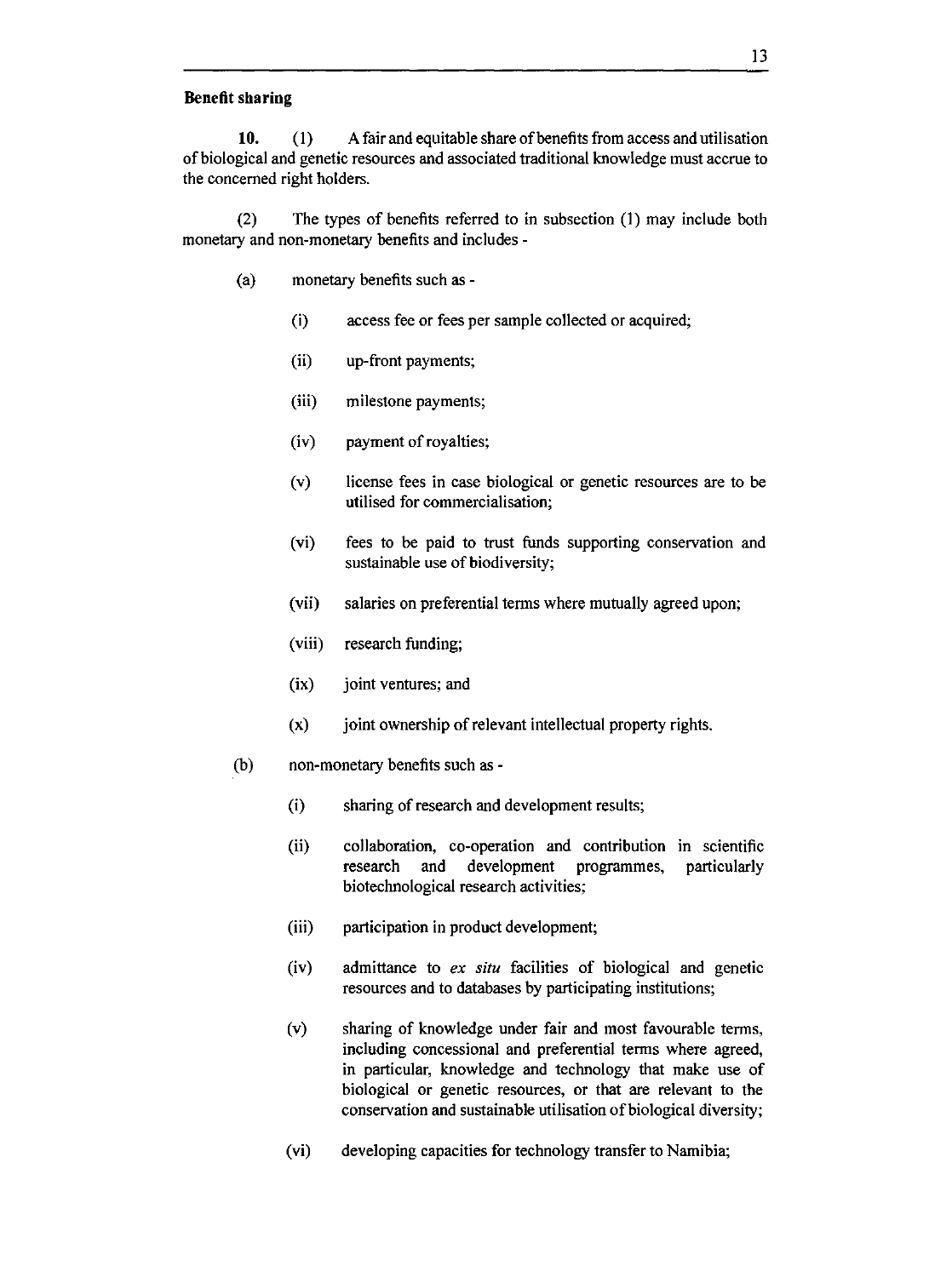**Benefit sharing**

**10.** (1) A fair and equitable share of benefits from access and utilisation of biological and genetic resources and associated traditional knowledge must accrue to the concerned right holders.

(2) The types of benefits referred to in subsection (1) may include both monetary and non-monetary benefits and includes -

(a) monetary benefits such as -

(i) access fee or fees per sample collected or acquired;

(ii) up-front payments;

(iii) milestone payments;

(iv) payment of royalties;

(v) license fees in case biological or genetic resources are to be utilised for commercialisation;

(vi) fees to be paid to trust funds supporting conservation and sustainable use of biodiversity;

(vii) salaries on preferential terms where mutually agreed upon;

(viii) research funding;

(ix) joint ventures; and

(x) joint ownership of relevant intellectual property rights.

(b) non-monetary benefits such as -

(i) sharing of research and development results;

(ii) collaboration, co-operation and contribution in scientific research and development programmes, particularly biotechnological research activities;

(iii) participation in product development;

(iv) admittance to *ex situ* facilities of biological and genetic resources and to databases by participating institutions;

(v) sharing of knowledge under fair and most favourable terms, including concessional and preferential terms where agreed, in particular, knowledge and technology that make use of biological or genetic resources, or that are relevant to the conservation and sustainable utilisation of biological diversity;

(vi) developing capacities for technology transfer to Namibia;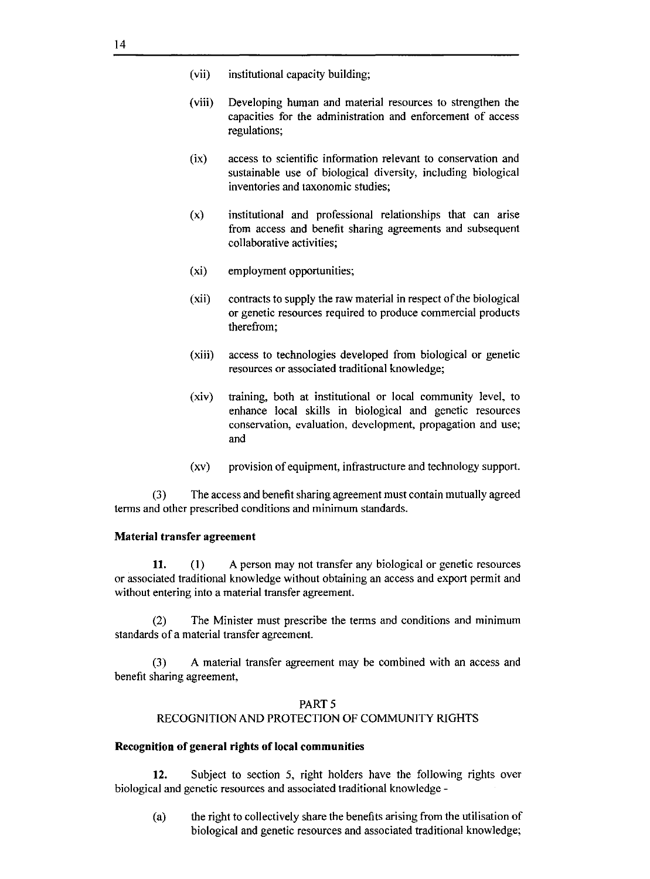(vii) institutional capacity building;

(viii) Developing human and material resources to strengthen the capacities for the administration and enforcement of access regulations;

(ix) access to scientific information relevant to conservation and sustainable use of biological diversity, including biological inventories and taxonomic studies;

(x) institutional and professional relationships that can arise from access and benefit sharing agreements and subsequent collaborative activities;

(xi) employment opportunities;

(xii) contracts to supply the raw material in respect of the biological or genetic resources required to produce commercial products therefrom;

(xiii) access to technologies developed from biological or genetic resources or associated traditional knowledge;

(xiv) training, both at institutional or local community level, to enhance local skills in biological and genetic resources conservation, evaluation, development, propagation and use; and

(xv) provision of equipment, infrastructure and technology support.

(3) The access and benefit sharing agreement must contain mutually agreed terms and other prescribed conditions and minimum standards.

**Material transfer agreement**

**11.** (1) A person may not transfer any biological or genetic resources or associated traditional knowledge without obtaining an access and export permit and without entering into a material transfer agreement.

(2) The Minister must prescribe the terms and conditions and minimum standards of a material transfer agreement.

(3) A material transfer agreement may be combined with an access and benefit sharing agreement,

## PART 5
## RECOGNITION AND PROTECTION OF COMMUNITY RIGHTS

**Recognition of general rights of local communities**

**12.** Subject to section 5, right holders have the following rights over biological and genetic resources and associated traditional knowledge -

(a) the right to collectively share the benefits arising from the utilisation of biological and genetic resources and associated traditional knowledge;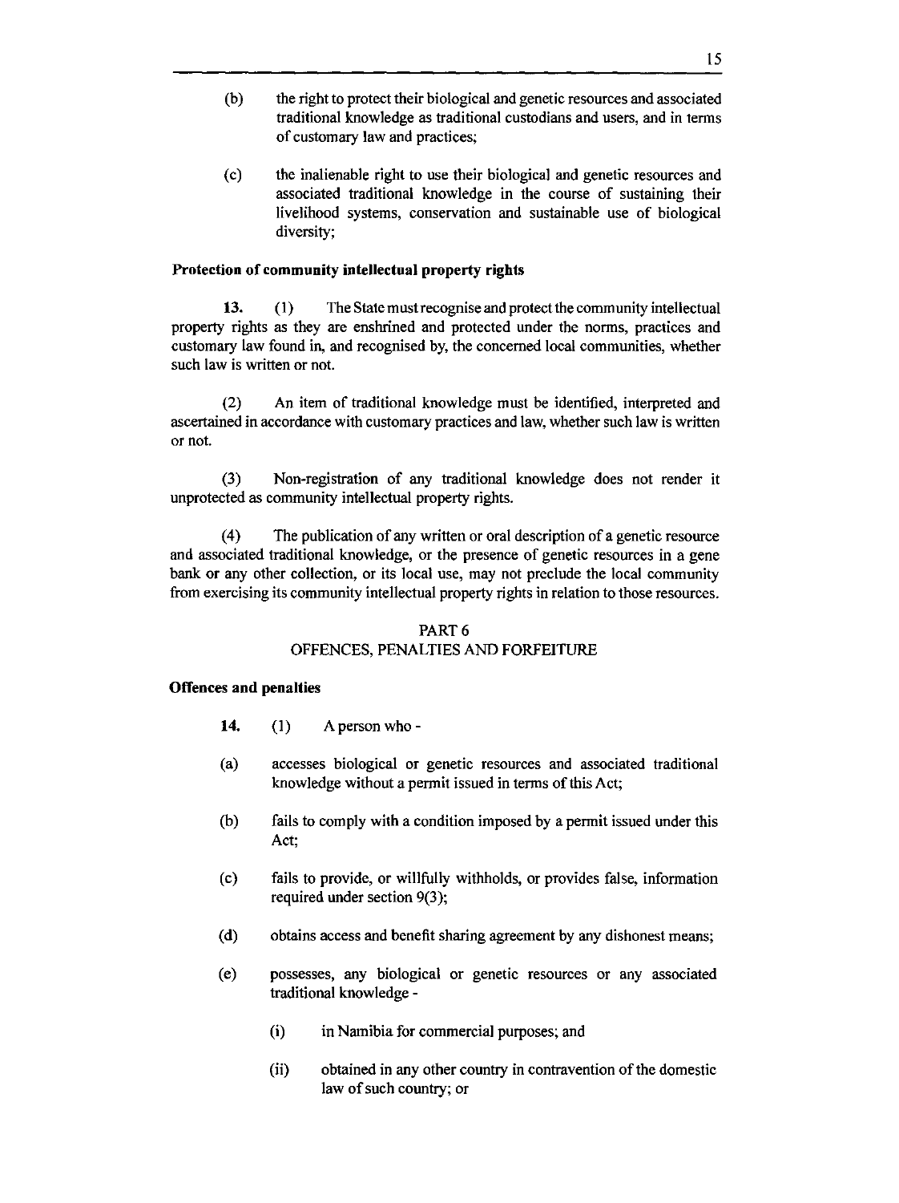(b) the right to protect their biological and genetic resources and associated traditional knowledge as traditional custodians and users, and in terms of customary law and practices;

(c) the inalienable right to use their biological and genetic resources and associated traditional knowledge in the course of sustaining their livelihood systems, conservation and sustainable use of biological diversity;

**Protection of community intellectual property rights**

**13.** (1) The State must recognise and protect the community intellectual property rights as they are enshrined and protected under the norms, practices and customary law found in, and recognised by, the concerned local communities, whether such law is written or not.

(2) An item of traditional knowledge must be identified, interpreted and ascertained in accordance with customary practices and law, whether such law is written or not.

(3) Non-registration of any traditional knowledge does not render it unprotected as community intellectual property rights.

(4) The publication of any written or oral description of a genetic resource and associated traditional knowledge, or the presence of genetic resources in a gene bank or any other collection, or its local use, may not preclude the local community from exercising its community intellectual property rights in relation to those resources.

## PART 6
## OFFENCES, PENALTIES AND FORFEITURE

**Offences and penalties**

**14.** (1) A person who -

(a) accesses biological or genetic resources and associated traditional knowledge without a permit issued in terms of this Act;

(b) fails to comply with a condition imposed by a permit issued under this Act;

(c) fails to provide, or willfully withholds, or provides false, information required under section 9(3);

(d) obtains access and benefit sharing agreement by any dishonest means;

(e) possesses, any biological or genetic resources or any associated traditional knowledge -

(i) in Namibia for commercial purposes; and

(ii) obtained in any other country in contravention of the domestic law of such country; or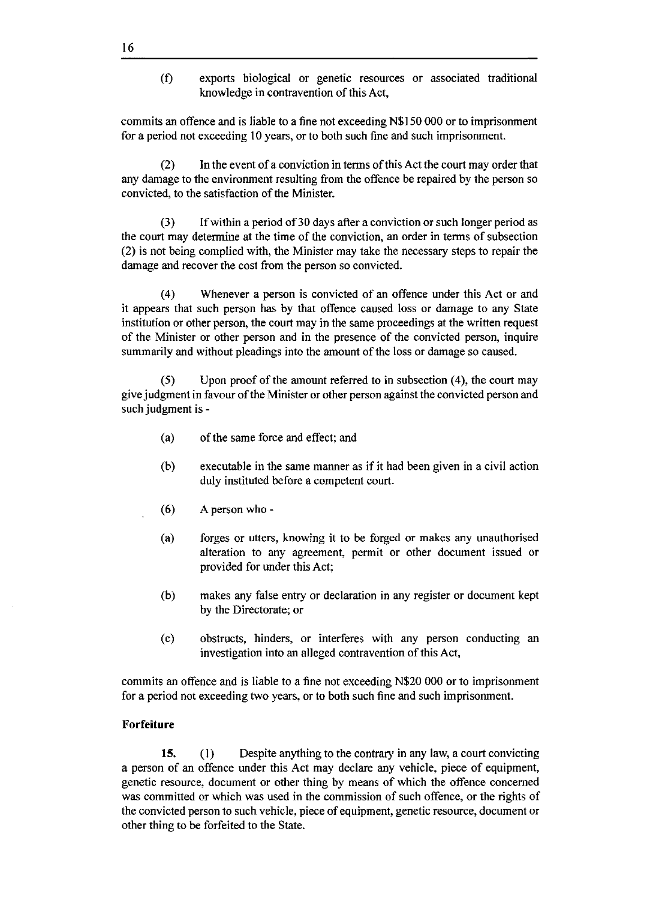(f) exports biological or genetic resources or associated traditional knowledge in contravention of this Act,

commits an offence and is liable to a fine not exceeding N$150 000 or to imprisonment for a period not exceeding 10 years, or to both such fine and such imprisonment.

(2) In the event of a conviction in terms of this Act the court may order that any damage to the environment resulting from the offence be repaired by the person so convicted, to the satisfaction of the Minister.

(3) If within a period of 30 days after a conviction or such longer period as the court may determine at the time of the conviction, an order in terms of subsection (2) is not being complied with, the Minister may take the necessary steps to repair the damage and recover the cost from the person so convicted.

(4) Whenever a person is convicted of an offence under this Act or and it appears that such person has by that offence caused loss or damage to any State institution or other person, the court may in the same proceedings at the written request of the Minister or other person and in the presence of the convicted person, inquire summarily and without pleadings into the amount of the loss or damage so caused.

(5) Upon proof of the amount referred to in subsection (4), the court may give judgment in favour of the Minister or other person against the convicted person and such judgment is -

(a) of the same force and effect; and

(b) executable in the same manner as if it had been given in a civil action duly instituted before a competent court.

(6) A person who -

(a) forges or utters, knowing it to be forged or makes any unauthorised alteration to any agreement, permit or other document issued or provided for under this Act;

(b) makes any false entry or declaration in any register or document kept by the Directorate; or

(c) obstructs, hinders, or interferes with any person conducting an investigation into an alleged contravention of this Act,

commits an offence and is liable to a fine not exceeding N$20 000 or to imprisonment for a period not exceeding two years, or to both such fine and such imprisonment.

**Forfeiture**

**15.** (1) Despite anything to the contrary in any law, a court convicting a person of an offence under this Act may declare any vehicle, piece of equipment, genetic resource, document or other thing by means of which the offence concerned was committed or which was used in the commission of such offence, or the rights of the convicted person to such vehicle, piece of equipment, genetic resource, document or other thing to be forfeited to the State.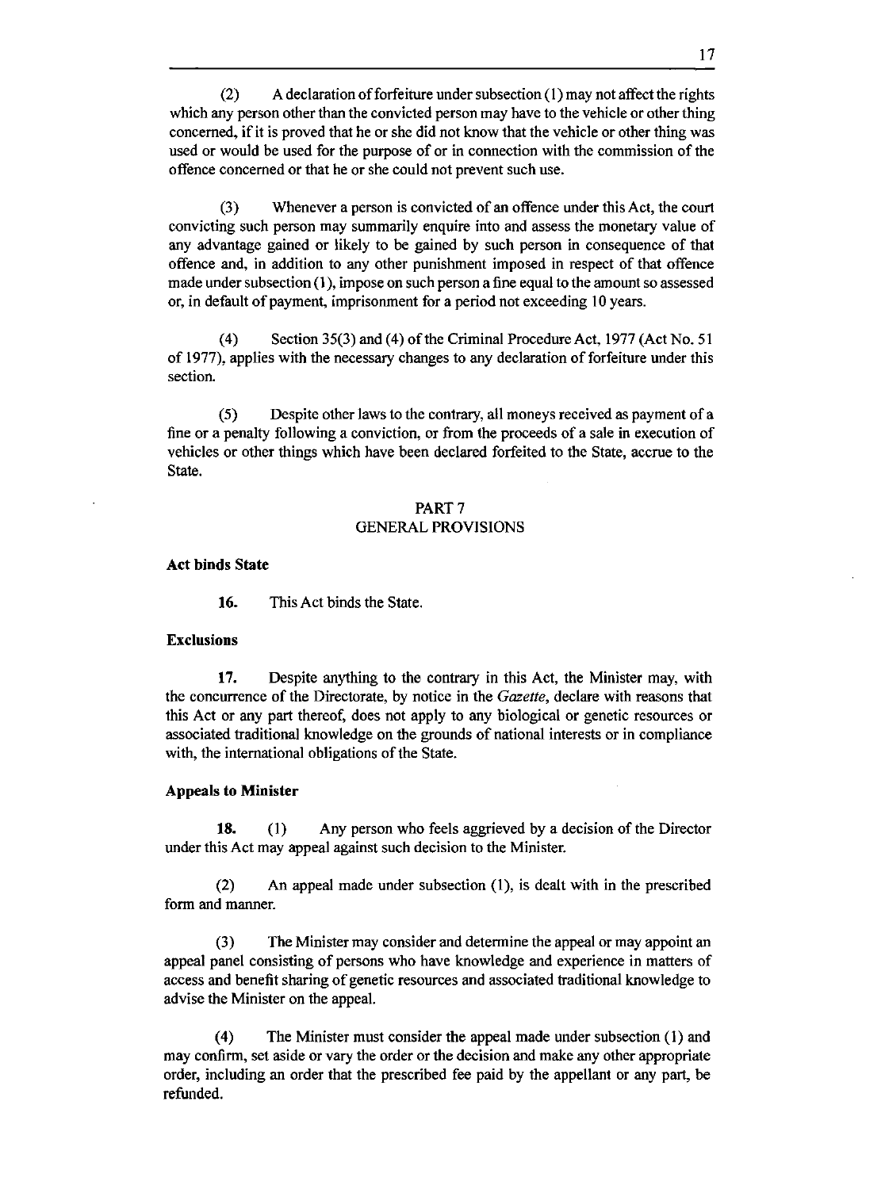(2) A declaration of forfeiture under subsection (1) may not affect the rights which any person other than the convicted person may have to the vehicle or other thing concerned, if it is proved that he or she did not know that the vehicle or other thing was used or would be used for the purpose of or in connection with the commission of the offence concerned or that he or she could not prevent such use.

(3) Whenever a person is convicted of an offence under this Act, the court convicting such person may summarily enquire into and assess the monetary value of any advantage gained or likely to be gained by such person in consequence of that offence and, in addition to any other punishment imposed in respect of that offence made under subsection (1), impose on such person a fine equal to the amount so assessed or, in default of payment, imprisonment for a period not exceeding 10 years.

(4) Section 35(3) and (4) of the Criminal Procedure Act, 1977 (Act No. 51 of 1977), applies with the necessary changes to any declaration of forfeiture under this section.

(5) Despite other laws to the contrary, all moneys received as payment of a fine or a penalty following a conviction, or from the proceeds of a sale in execution of vehicles or other things which have been declared forfeited to the State, accrue to the State.

## PART 7
## GENERAL PROVISIONS

**Act binds State**

**16.** This Act binds the State.

**Exclusions**

**17.** Despite anything to the contrary in this Act, the Minister may, with the concurrence of the Directorate, by notice in the *Gazette*, declare with reasons that this Act or any part thereof, does not apply to any biological or genetic resources or associated traditional knowledge on the grounds of national interests or in compliance with, the international obligations of the State.

**Appeals to Minister**

**18.** (1) Any person who feels aggrieved by a decision of the Director under this Act may appeal against such decision to the Minister.

(2) An appeal made under subsection (1), is dealt with in the prescribed form and manner.

(3) The Minister may consider and determine the appeal or may appoint an appeal panel consisting of persons who have knowledge and experience in matters of access and benefit sharing of genetic resources and associated traditional knowledge to advise the Minister on the appeal.

(4) The Minister must consider the appeal made under subsection (1) and may confirm, set aside or vary the order or the decision and make any other appropriate order, including an order that the prescribed fee paid by the appellant or any part, be refunded.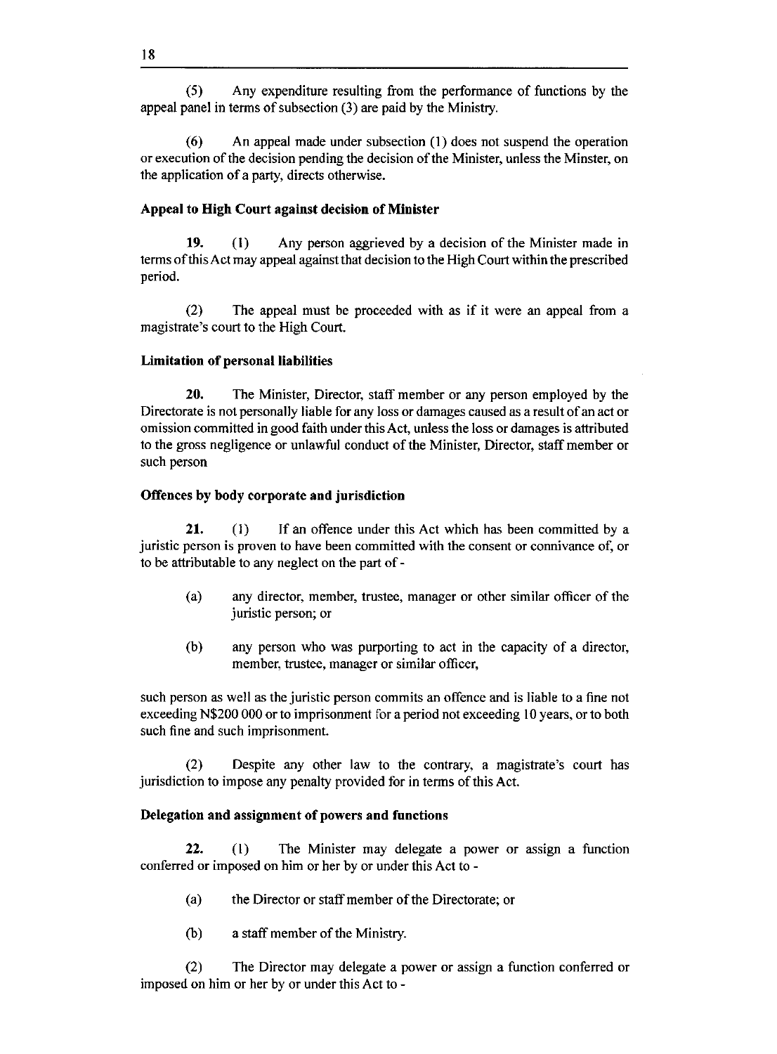(5) Any expenditure resulting from the performance of functions by the appeal panel in terms of subsection (3) are paid by the Ministry.

(6) An appeal made under subsection (1) does not suspend the operation or execution of the decision pending the decision of the Minister, unless the Minster, on the application of a party, directs otherwise.

**Appeal to High Court against decision of Minister**

**19.** (1) Any person aggrieved by a decision of the Minister made in terms of this Act may appeal against that decision to the High Court within the prescribed period.

(2) The appeal must be proceeded with as if it were an appeal from a magistrate's court to the High Court.

**Limitation of personal liabilities**

**20.** The Minister, Director, staff member or any person employed by the Directorate is not personally liable for any loss or damages caused as a result of an act or omission committed in good faith under this Act, unless the loss or damages is attributed to the gross negligence or unlawful conduct of the Minister, Director, staff member or such person

**Offences by body corporate and jurisdiction**

**21.** (1) If an offence under this Act which has been committed by a juristic person is proven to have been committed with the consent or connivance of, or to be attributable to any neglect on the part of -

(a) any director, member, trustee, manager or other similar officer of the juristic person; or

(b) any person who was purporting to act in the capacity of a director, member, trustee, manager or similar officer,

such person as well as the juristic person commits an offence and is liable to a fine not exceeding N$200 000 or to imprisonment for a period not exceeding 10 years, or to both such fine and such imprisonment.

(2) Despite any other law to the contrary, a magistrate's court has jurisdiction to impose any penalty provided for in terms of this Act.

**Delegation and assignment of powers and functions**

**22.** (1) The Minister may delegate a power or assign a function conferred or imposed on him or her by or under this Act to -

(a) the Director or staff member of the Directorate; or

(b) a staff member of the Ministry.

(2) The Director may delegate a power or assign a function conferred or imposed on him or her by or under this Act to -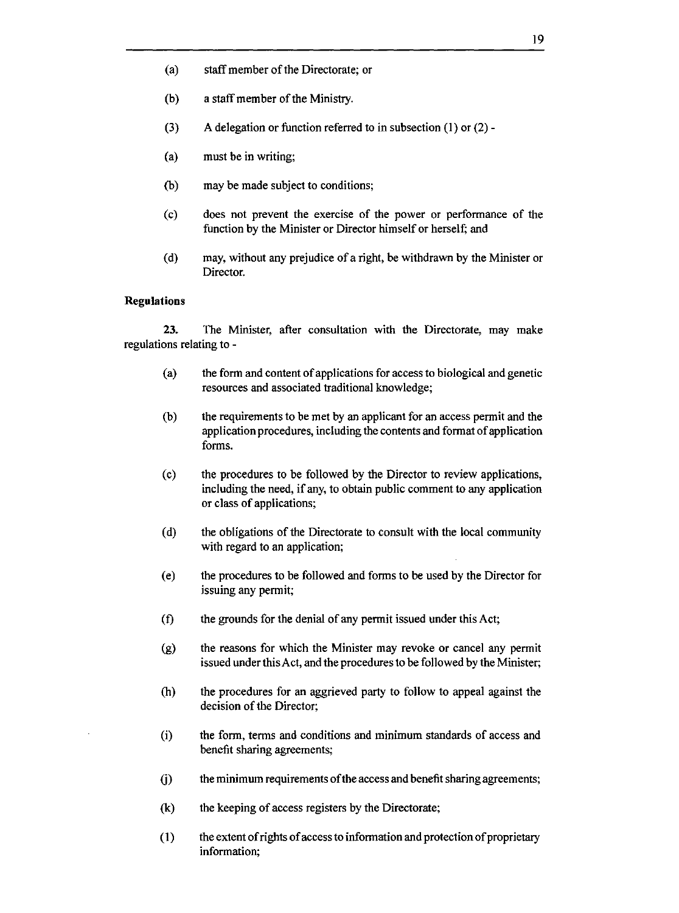(a) staff member of the Directorate; or

(b) a staff member of the Ministry.

(3) A delegation or function referred to in subsection (1) or (2) -

(a) must be in writing;

(b) may be made subject to conditions;

(c) does not prevent the exercise of the power or performance of the function by the Minister or Director himself or herself; and

(d) may, without any prejudice of a right, be withdrawn by the Minister or Director.

**Regulations**

**23.** The Minister, after consultation with the Directorate, may make regulations relating to -

(a) the form and content of applications for access to biological and genetic resources and associated traditional knowledge;

(b) the requirements to be met by an applicant for an access permit and the application procedures, including the contents and format of application forms.

(c) the procedures to be followed by the Director to review applications, including the need, if any, to obtain public comment to any application or class of applications;

(d) the obligations of the Directorate to consult with the local community with regard to an application;

(e) the procedures to be followed and forms to be used by the Director for issuing any permit;

(f) the grounds for the denial of any permit issued under this Act;

(g) the reasons for which the Minister may revoke or cancel any permit issued under this Act, and the procedures to be followed by the Minister;

(h) the procedures for an aggrieved party to follow to appeal against the decision of the Director;

(i) the form, terms and conditions and minimum standards of access and benefit sharing agreements;

(j) the minimum requirements of the access and benefit sharing agreements;

(k) the keeping of access registers by the Directorate;

(l) the extent of rights of access to information and protection of proprietary information;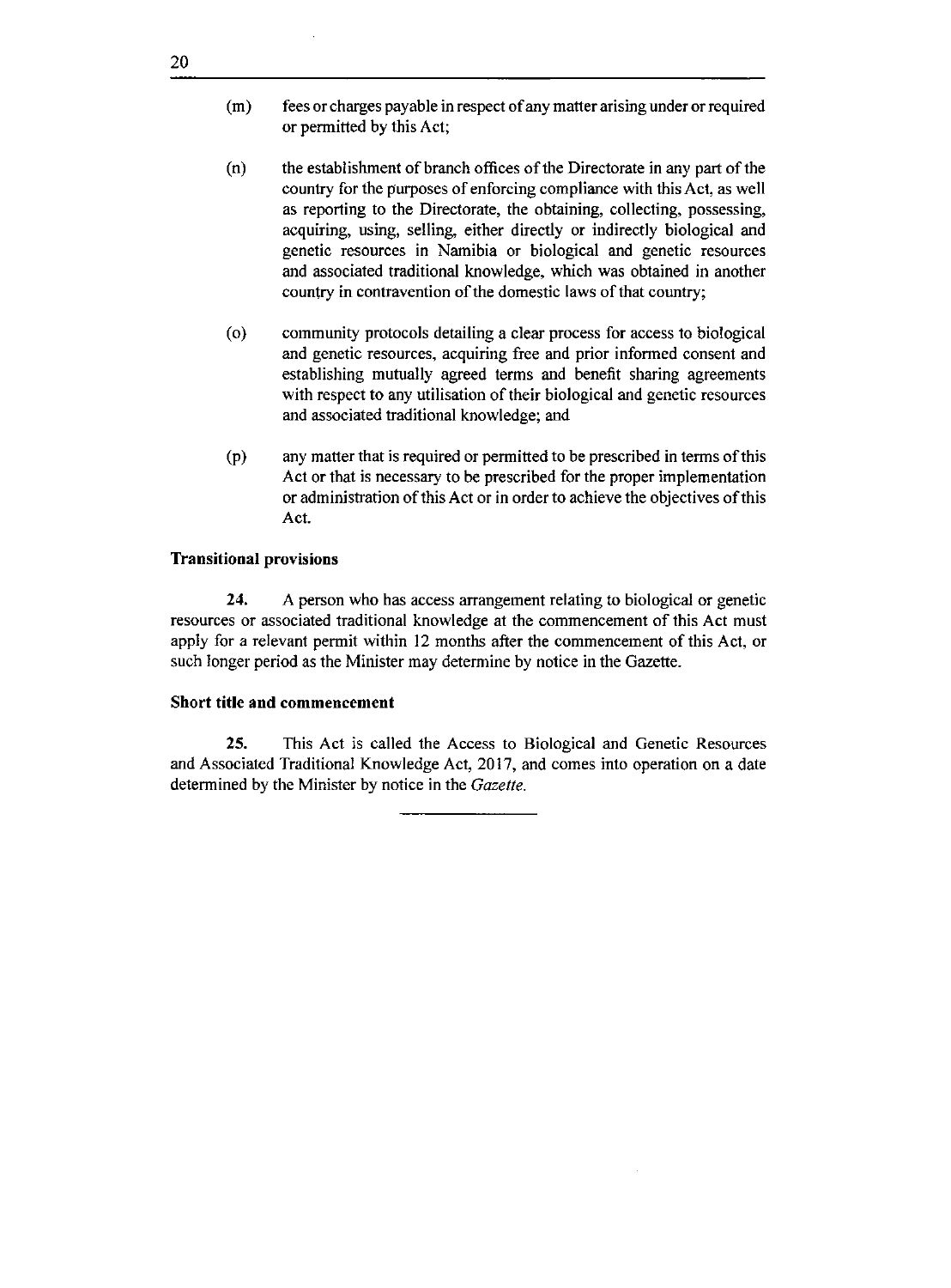(m) fees or charges payable in respect of any matter arising under or required or permitted by this Act;

(n) the establishment of branch offices of the Directorate in any part of the country for the purposes of enforcing compliance with this Act, as well as reporting to the Directorate, the obtaining, collecting, possessing, acquiring, using, selling, either directly or indirectly biological and genetic resources in Namibia or biological and genetic resources and associated traditional knowledge, which was obtained in another country in contravention of the domestic laws of that country;

(o) community protocols detailing a clear process for access to biological and genetic resources, acquiring free and prior informed consent and establishing mutually agreed terms and benefit sharing agreements with respect to any utilisation of their biological and genetic resources and associated traditional knowledge; and

(p) any matter that is required or permitted to be prescribed in terms of this Act or that is necessary to be prescribed for the proper implementation or administration of this Act or in order to achieve the objectives of this Act.

**Transitional provisions**

**24.** A person who has access arrangement relating to biological or genetic resources or associated traditional knowledge at the commencement of this Act must apply for a relevant permit within 12 months after the commencement of this Act, or such longer period as the Minister may determine by notice in the Gazette.

**Short title and commencement**

**25.** This Act is called the Access to Biological and Genetic Resources and Associated Traditional Knowledge Act, 2017, and comes into operation on a date determined by the Minister by notice in the *Gazette*.